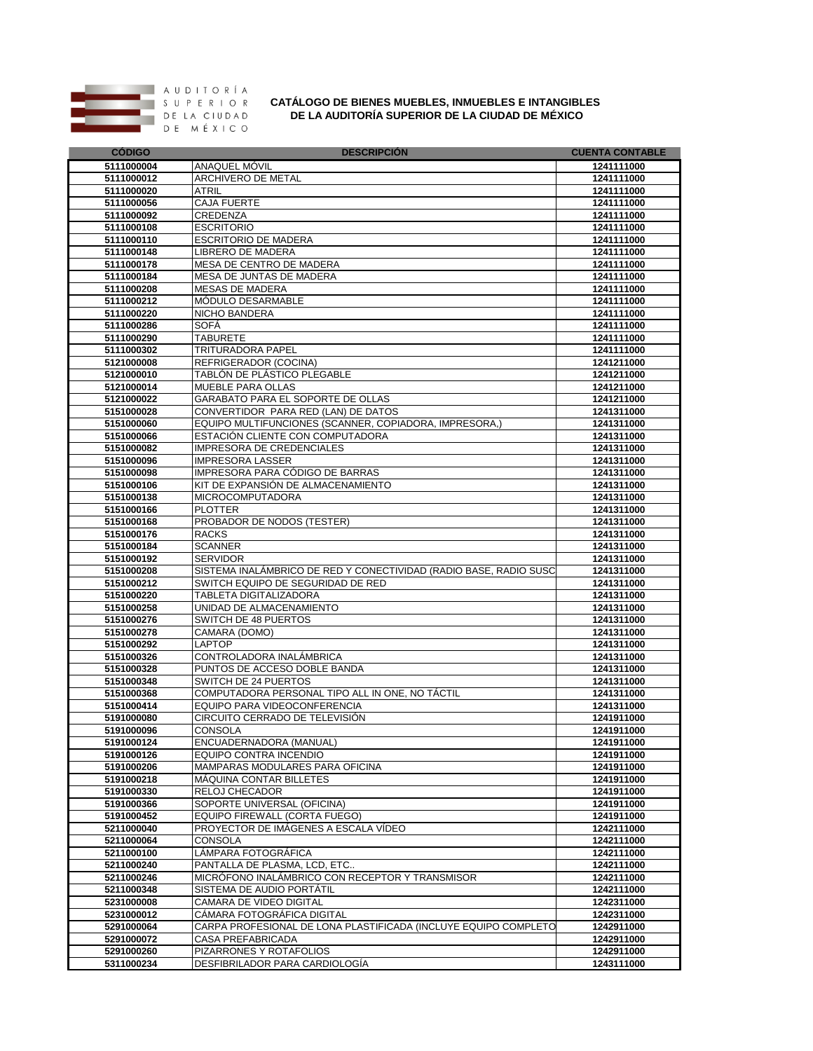AUDITORÍA SUPERIOR DE LA CIUDAD DE MÉXICO

# CATÁLOGO DE BIENES MUEBLES, INMUEBLES E INTANGIBLES DE LA AUDITORÍA SUPERIOR DE LA CIUDAD DE MÉXICO

| CÓDIGO | DESCRIPCIÓN | CUENTA CONTABLE |
|---|---|---|
| 5111000004 | ANAQUEL MÓVIL | 1241111000 |
| 5111000012 | ARCHIVERO DE METAL | 1241111000 |
| 5111000020 | ATRIL | 1241111000 |
| 5111000056 | CAJA FUERTE | 1241111000 |
| 5111000092 | CREDENZA | 1241111000 |
| 5111000108 | ESCRITORIO | 1241111000 |
| 5111000110 | ESCRITORIO DE MADERA | 1241111000 |
| 5111000148 | LIBRERO DE MADERA | 1241111000 |
| 5111000178 | MESA DE CENTRO DE MADERA | 1241111000 |
| 5111000184 | MESA DE JUNTAS DE MADERA | 1241111000 |
| 5111000208 | MESAS DE MADERA | 1241111000 |
| 5111000212 | MÓDULO DESARMABLE | 1241111000 |
| 5111000220 | NICHO BANDERA | 1241111000 |
| 5111000286 | SOFÁ | 1241111000 |
| 5111000290 | TABURETE | 1241111000 |
| 5111000302 | TRITURADORA PAPEL | 1241111000 |
| 5121000008 | REFRIGERADOR (COCINA) | 1241211000 |
| 5121000010 | TABLÓN DE PLÁSTICO PLEGABLE | 1241211000 |
| 5121000014 | MUEBLE PARA OLLAS | 1241211000 |
| 5121000022 | GARABATO PARA EL SOPORTE DE OLLAS | 1241211000 |
| 5151000028 | CONVERTIDOR PARA RED (LAN) DE DATOS | 1241311000 |
| 5151000060 | EQUIPO MULTIFUNCIONES (SCANNER, COPIADORA, IMPRESORA,) | 1241311000 |
| 5151000066 | ESTACIÓN CLIENTE CON COMPUTADORA | 1241311000 |
| 5151000082 | IMPRESORA DE CREDENCIALES | 1241311000 |
| 5151000096 | IMPRESORA LASSER | 1241311000 |
| 5151000098 | IMPRESORA PARA CÓDIGO DE BARRAS | 1241311000 |
| 5151000106 | KIT DE EXPANSIÓN DE ALMACENAMIENTO | 1241311000 |
| 5151000138 | MICROCOMPUTADORA | 1241311000 |
| 5151000166 | PLOTTER | 1241311000 |
| 5151000168 | PROBADOR DE NODOS (TESTER) | 1241311000 |
| 5151000176 | RACKS | 1241311000 |
| 5151000184 | SCANNER | 1241311000 |
| 5151000192 | SERVIDOR | 1241311000 |
| 5151000208 | SISTEMA INALÁMBRICO DE RED Y CONECTIVIDAD (RADIO BASE, RADIO SUSC | 1241311000 |
| 5151000212 | SWITCH EQUIPO DE SEGURIDAD DE RED | 1241311000 |
| 5151000220 | TABLETA DIGITALIZADORA | 1241311000 |
| 5151000258 | UNIDAD DE ALMACENAMIENTO | 1241311000 |
| 5151000276 | SWITCH DE 48 PUERTOS | 1241311000 |
| 5151000278 | CAMARA (DOMO) | 1241311000 |
| 5151000292 | LAPTOP | 1241311000 |
| 5151000326 | CONTROLADORA INALÁMBRICA | 1241311000 |
| 5151000328 | PUNTOS DE ACCESO DOBLE BANDA | 1241311000 |
| 5151000348 | SWITCH DE 24 PUERTOS | 1241311000 |
| 5151000368 | COMPUTADORA PERSONAL TIPO ALL IN ONE, NO TÁCTIL | 1241311000 |
| 5151000414 | EQUIPO PARA VIDEOCONFERENCIA | 1241311000 |
| 5191000080 | CIRCUITO CERRADO DE TELEVISIÓN | 1241911000 |
| 5191000096 | CONSOLA | 1241911000 |
| 5191000124 | ENCUADERNADORA (MANUAL) | 1241911000 |
| 5191000126 | EQUIPO CONTRA INCENDIO | 1241911000 |
| 5191000206 | MAMPARAS MODULARES PARA OFICINA | 1241911000 |
| 5191000218 | MÁQUINA CONTAR BILLETES | 1241911000 |
| 5191000330 | RELOJ CHECADOR | 1241911000 |
| 5191000366 | SOPORTE UNIVERSAL (OFICINA) | 1241911000 |
| 5191000452 | EQUIPO FIREWALL (CORTA FUEGO) | 1241911000 |
| 5211000040 | PROYECTOR DE IMÁGENES A ESCALA VÍDEO | 1242111000 |
| 5211000064 | CONSOLA | 1242111000 |
| 5211000100 | LÁMPARA FOTOGRÁFICA | 1242111000 |
| 5211000240 | PANTALLA DE PLASMA, LCD, ETC.. | 1242111000 |
| 5211000246 | MICRÓFONO INALÁMBRICO CON RECEPTOR Y TRANSMISOR | 1242111000 |
| 5211000348 | SISTEMA DE AUDIO PORTÁTIL | 1242111000 |
| 5231000008 | CAMARA DE VIDEO DIGITAL | 1242311000 |
| 5231000012 | CÁMARA FOTOGRÁFICA DIGITAL | 1242311000 |
| 5291000064 | CARPA PROFESIONAL DE LONA PLASTIFICADA (INCLUYE EQUIPO COMPLETO | 1242911000 |
| 5291000072 | CASA PREFABRICADA | 1242911000 |
| 5291000260 | PIZARRONES Y ROTAFOLIOS | 1242911000 |
| 5311000234 | DESFIBRILADOR PARA CARDIOLOGÍA | 1243111000 |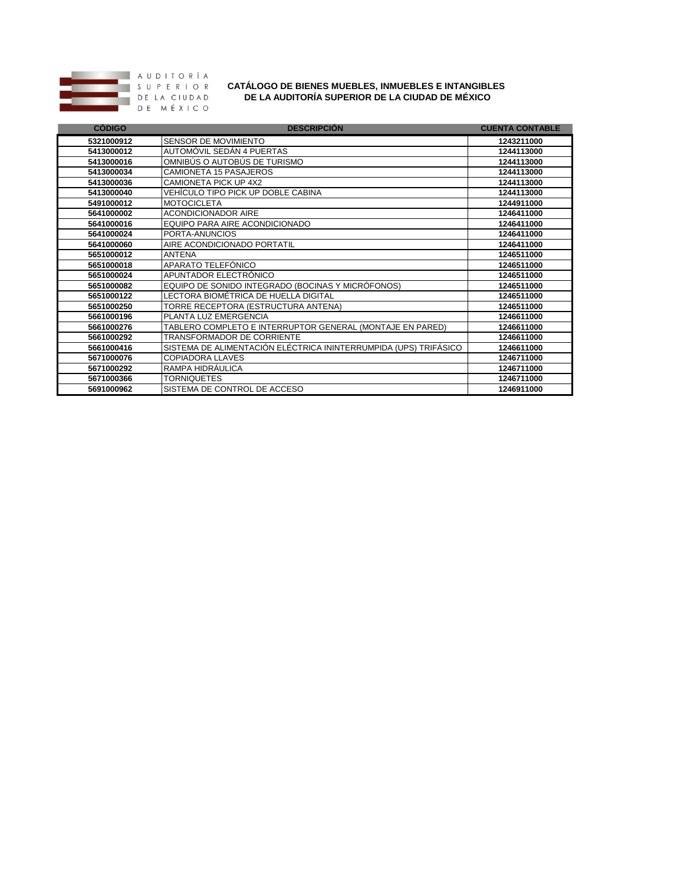AUDITORÍA SUPERIOR DE LA CIUDAD DE MÉXICO

**CATÁLOGO DE BIENES MUEBLES, INMUEBLES E INTANGIBLES DE LA AUDITORÍA SUPERIOR DE LA CIUDAD DE MÉXICO**

| CÓDIGO | DESCRIPCIÓN | CUENTA CONTABLE |
|---|---|---|
| 5321000912 | SENSOR DE MOVIMIENTO | 1243211000 |
| 5413000012 | AUTOMÓVIL SEDÁN 4 PUERTAS | 1244113000 |
| 5413000016 | OMNIBÚS O AUTOBÚS DE TURISMO | 1244113000 |
| 5413000034 | CAMIONETA 15 PASAJEROS | 1244113000 |
| 5413000036 | CAMIONETA PICK UP 4X2 | 1244113000 |
| 5413000040 | VEHÍCULO TIPO PICK UP DOBLE CABINA | 1244113000 |
| 5491000012 | MOTOCICLETA | 1244911000 |
| 5641000002 | ACONDICIONADOR AIRE | 1246411000 |
| 5641000016 | EQUIPO PARA AIRE ACONDICIONADO | 1246411000 |
| 5641000024 | PORTA-ANUNCIOS | 1246411000 |
| 5641000060 | AIRE ACONDICIONADO PORTATIL | 1246411000 |
| 5651000012 | ANTENA | 1246511000 |
| 5651000018 | APARATO TELEFÓNICO | 1246511000 |
| 5651000024 | APUNTADOR ELECTRÓNICO | 1246511000 |
| 5651000082 | EQUIPO DE SONIDO INTEGRADO (BOCINAS Y MICRÓFONOS) | 1246511000 |
| 5651000122 | LECTORA BIOMÉTRICA DE HUELLA DIGITAL | 1246511000 |
| 5651000250 | TORRE RECEPTORA (ESTRUCTURA ANTENA) | 1246511000 |
| 5661000196 | PLANTA LUZ EMERGENCIA | 1246611000 |
| 5661000276 | TABLERO COMPLETO E INTERRUPTOR GENERAL (MONTAJE EN PARED) | 1246611000 |
| 5661000292 | TRANSFORMADOR DE CORRIENTE | 1246611000 |
| 5661000416 | SISTEMA DE ALIMENTACIÓN ELÉCTRICA ININTERRUMPIDA (UPS) TRIFÁSICO | 1246611000 |
| 5671000076 | COPIADORA LLAVES | 1246711000 |
| 5671000292 | RAMPA HIDRÁULICA | 1246711000 |
| 5671000366 | TORNIQUETES | 1246711000 |
| 5691000962 | SISTEMA DE CONTROL DE ACCESO | 1246911000 |